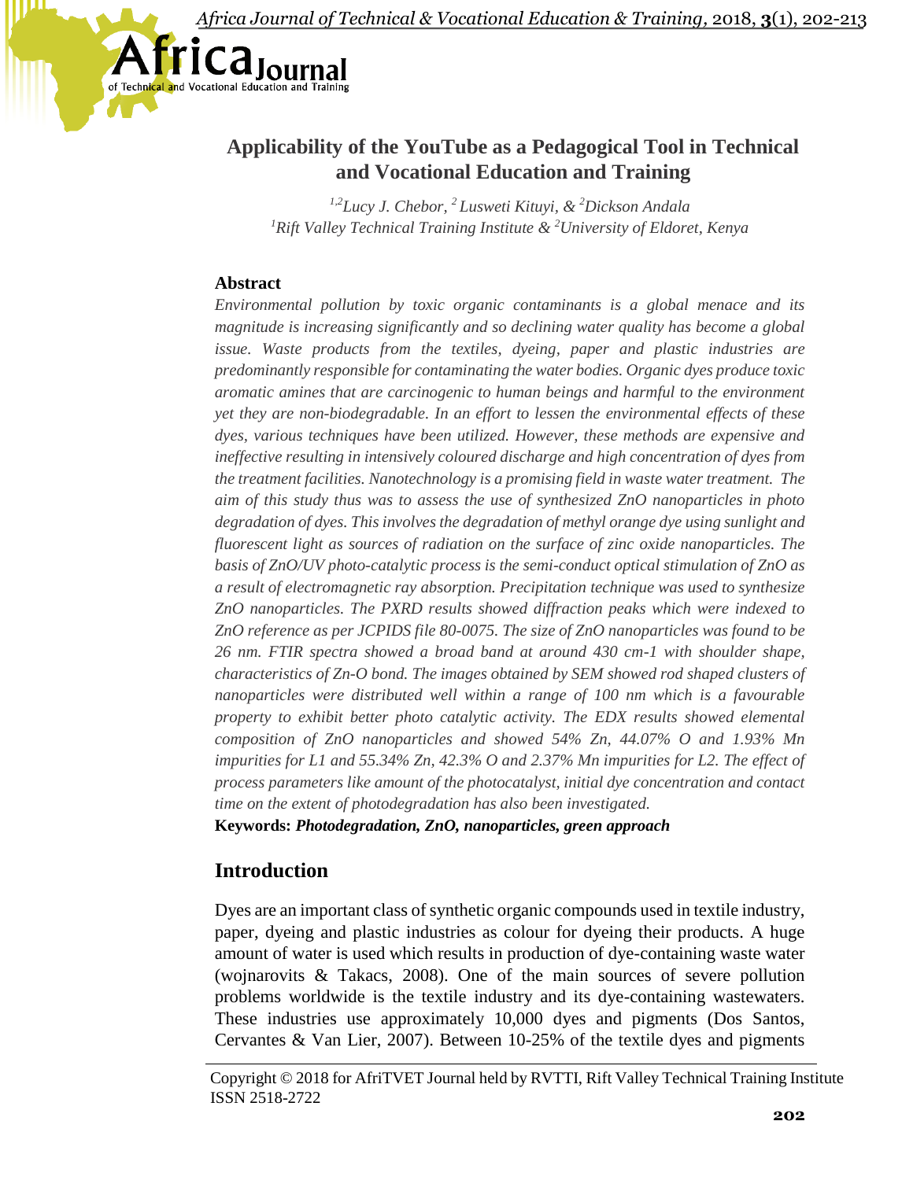# Applicability of the YouTube as a Pedagogical Tool in Technical and Vocational Education and Training

*[1,2]Lucy J. Chebor, [2]Lusweti Kituyi, & [2]Dickson Andala*
*[1]Rift Valley Technical Training Institute & [2]University of Eldoret, Kenya*

## Abstract

*Environmental pollution by toxic organic contaminants is a global menace and its magnitude is increasing significantly and so declining water quality has become a global issue. Waste products from the textiles, dyeing, paper and plastic industries are predominantly responsible for contaminating the water bodies. Organic dyes produce toxic aromatic amines that are carcinogenic to human beings and harmful to the environment yet they are non-biodegradable. In an effort to lessen the environmental effects of these dyes, various techniques have been utilized. However, these methods are expensive and ineffective resulting in intensively coloured discharge and high concentration of dyes from the treatment facilities. Nanotechnology is a promising field in waste water treatment. The aim of this study thus was to assess the use of synthesized ZnO nanoparticles in photo degradation of dyes. This involves the degradation of methyl orange dye using sunlight and fluorescent light as sources of radiation on the surface of zinc oxide nanoparticles. The basis of ZnO/UV photo-catalytic process is the semi-conduct optical stimulation of ZnO as a result of electromagnetic ray absorption. Precipitation technique was used to synthesize ZnO nanoparticles. The PXRD results showed diffraction peaks which were indexed to ZnO reference as per JCPIDS file 80-0075. The size of ZnO nanoparticles was found to be 26 nm. FTIR spectra showed a broad band at around 430 cm-1 with shoulder shape, characteristics of Zn-O bond. The images obtained by SEM showed rod shaped clusters of nanoparticles were distributed well within a range of 100 nm which is a favourable property to exhibit better photo catalytic activity. The EDX results showed elemental composition of ZnO nanoparticles and showed 54% Zn, 44.07% O and 1.93% Mn impurities for L1 and 55.34% Zn, 42.3% O and 2.37% Mn impurities for L2. The effect of process parameters like amount of the photocatalyst, initial dye concentration and contact time on the extent of photodegradation has also been investigated.*

**Keywords:** ***Photodegradation, ZnO, nanoparticles, green approach***

## Introduction

Dyes are an important class of synthetic organic compounds used in textile industry, paper, dyeing and plastic industries as colour for dyeing their products. A huge amount of water is used which results in production of dye-containing waste water (wojnarovits & Takacs, 2008). One of the main sources of severe pollution problems worldwide is the textile industry and its dye-containing wastewaters. These industries use approximately 10,000 dyes and pigments (Dos Santos, Cervantes & Van Lier, 2007). Between 10-25% of the textile dyes and pigments

Copyright © 2018 for AfriTVET Journal held by RVTTI, Rift Valley Technical Training Institute
ISSN 2518-2722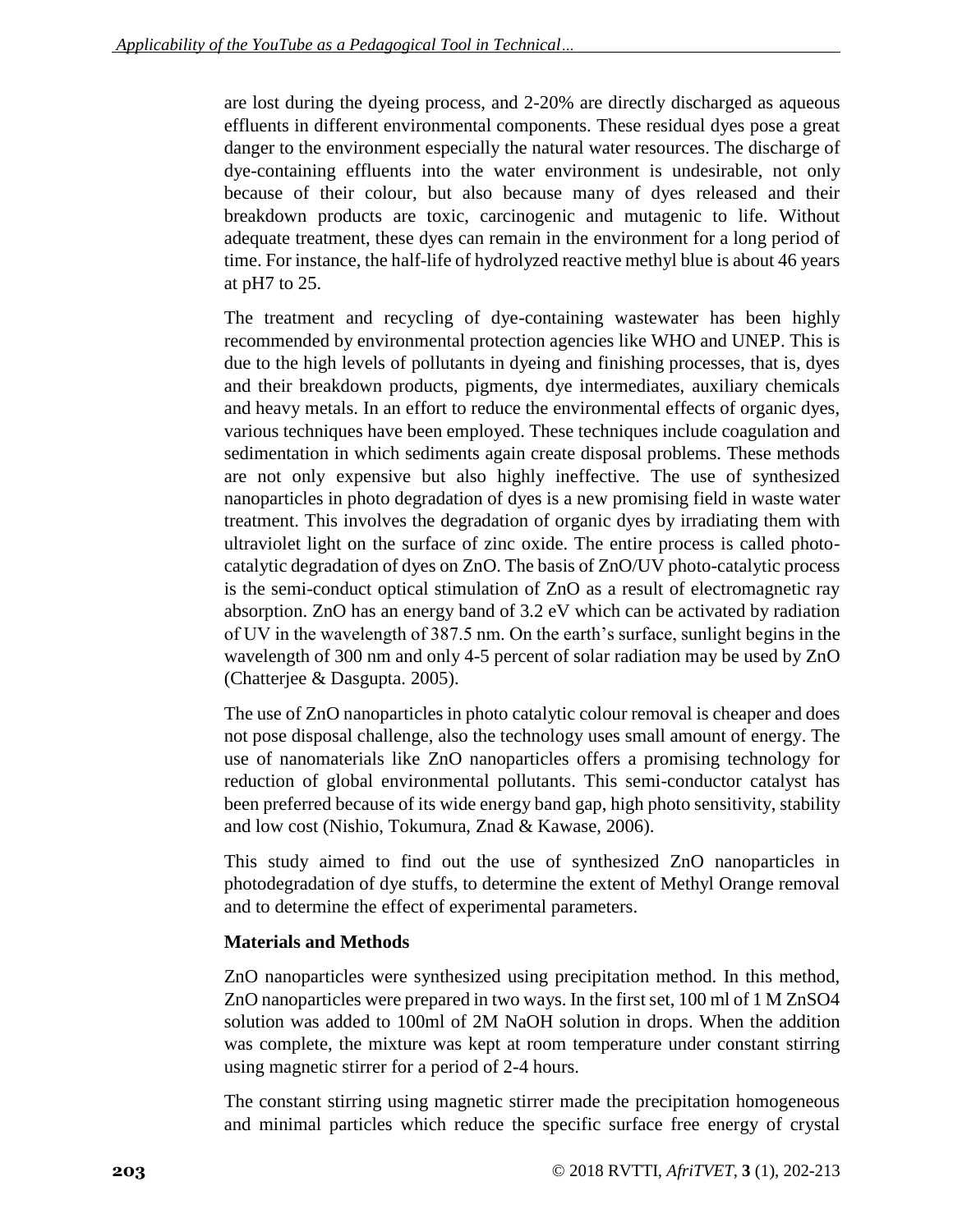are lost during the dyeing process, and 2-20% are directly discharged as aqueous effluents in different environmental components. These residual dyes pose a great danger to the environment especially the natural water resources. The discharge of dye-containing effluents into the water environment is undesirable, not only because of their colour, but also because many of dyes released and their breakdown products are toxic, carcinogenic and mutagenic to life. Without adequate treatment, these dyes can remain in the environment for a long period of time. For instance, the half-life of hydrolyzed reactive methyl blue is about 46 years at pH7 to 25.

The treatment and recycling of dye-containing wastewater has been highly recommended by environmental protection agencies like WHO and UNEP. This is due to the high levels of pollutants in dyeing and finishing processes, that is, dyes and their breakdown products, pigments, dye intermediates, auxiliary chemicals and heavy metals. In an effort to reduce the environmental effects of organic dyes, various techniques have been employed. These techniques include coagulation and sedimentation in which sediments again create disposal problems. These methods are not only expensive but also highly ineffective. The use of synthesized nanoparticles in photo degradation of dyes is a new promising field in waste water treatment. This involves the degradation of organic dyes by irradiating them with ultraviolet light on the surface of zinc oxide. The entire process is called photo-catalytic degradation of dyes on ZnO. The basis of ZnO/UV photo-catalytic process is the semi-conduct optical stimulation of ZnO as a result of electromagnetic ray absorption. ZnO has an energy band of 3.2 eV which can be activated by radiation of UV in the wavelength of 387.5 nm. On the earth's surface, sunlight begins in the wavelength of 300 nm and only 4-5 percent of solar radiation may be used by ZnO (Chatterjee & Dasgupta. 2005).

The use of ZnO nanoparticles in photo catalytic colour removal is cheaper and does not pose disposal challenge, also the technology uses small amount of energy. The use of nanomaterials like ZnO nanoparticles offers a promising technology for reduction of global environmental pollutants. This semi-conductor catalyst has been preferred because of its wide energy band gap, high photo sensitivity, stability and low cost (Nishio, Tokumura, Znad & Kawase, 2006).

This study aimed to find out the use of synthesized ZnO nanoparticles in photodegradation of dye stuffs, to determine the extent of Methyl Orange removal and to determine the effect of experimental parameters.

## Materials and Methods

ZnO nanoparticles were synthesized using precipitation method. In this method, ZnO nanoparticles were prepared in two ways. In the first set, 100 ml of 1 M $ZnSO_4$ solution was added to 100ml of 2M NaOH solution in drops. When the addition was complete, the mixture was kept at room temperature under constant stirring using magnetic stirrer for a period of 2-4 hours.

The constant stirring using magnetic stirrer made the precipitation homogeneous and minimal particles which reduce the specific surface free energy of crystal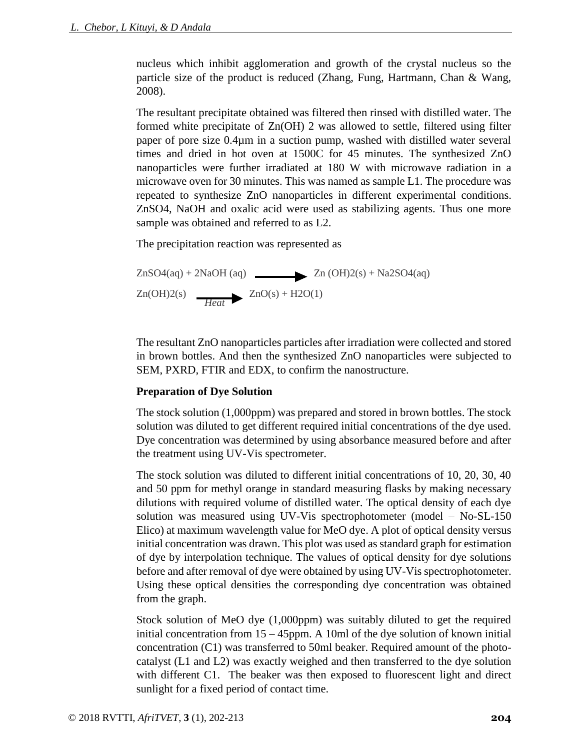nucleus which inhibit agglomeration and growth of the crystal nucleus so the particle size of the product is reduced (Zhang, Fung, Hartmann, Chan & Wang, 2008).

The resultant precipitate obtained was filtered then rinsed with distilled water. The formed white precipitate of $Zn(OH)_2$ was allowed to settle, filtered using filter paper of pore size 0.4µm in a suction pump, washed with distilled water several times and dried in hot oven at 1500C for 45 minutes. The synthesized ZnO nanoparticles were further irradiated at 180 W with microwave radiation in a microwave oven for 30 minutes. This was named as sample L1. The procedure was repeated to synthesize ZnO nanoparticles in different experimental conditions. $ZnSO_4$, NaOH and oxalic acid were used as stabilizing agents. Thus one more sample was obtained and referred to as L2.

The precipitation reaction was represented as

$$ZnSO_4(aq) + 2NaOH\ (aq) \longrightarrow Zn\ (OH)_2(s) + Na_2SO_4(aq)$$

$$Zn(OH)_2(s) \xrightarrow{Heat} ZnO(s) + H_2O(1)$$

The resultant ZnO nanoparticles particles after irradiation were collected and stored in brown bottles. And then the synthesized ZnO nanoparticles were subjected to SEM, PXRD, FTIR and EDX, to confirm the nanostructure.

**Preparation of Dye Solution**

The stock solution (1,000ppm) was prepared and stored in brown bottles. The stock solution was diluted to get different required initial concentrations of the dye used. Dye concentration was determined by using absorbance measured before and after the treatment using UV-Vis spectrometer.

The stock solution was diluted to different initial concentrations of 10, 20, 30, 40 and 50 ppm for methyl orange in standard measuring flasks by making necessary dilutions with required volume of distilled water. The optical density of each dye solution was measured using UV-Vis spectrophotometer (model – No-SL-150 Elico) at maximum wavelength value for MeO dye. A plot of optical density versus initial concentration was drawn. This plot was used as standard graph for estimation of dye by interpolation technique. The values of optical density for dye solutions before and after removal of dye were obtained by using UV-Vis spectrophotometer. Using these optical densities the corresponding dye concentration was obtained from the graph.

Stock solution of MeO dye (1,000ppm) was suitably diluted to get the required initial concentration from 15 – 45ppm. A 10ml of the dye solution of known initial concentration (C1) was transferred to 50ml beaker. Required amount of the photo-catalyst (L1 and L2) was exactly weighed and then transferred to the dye solution with different C1. The beaker was then exposed to fluorescent light and direct sunlight for a fixed period of contact time.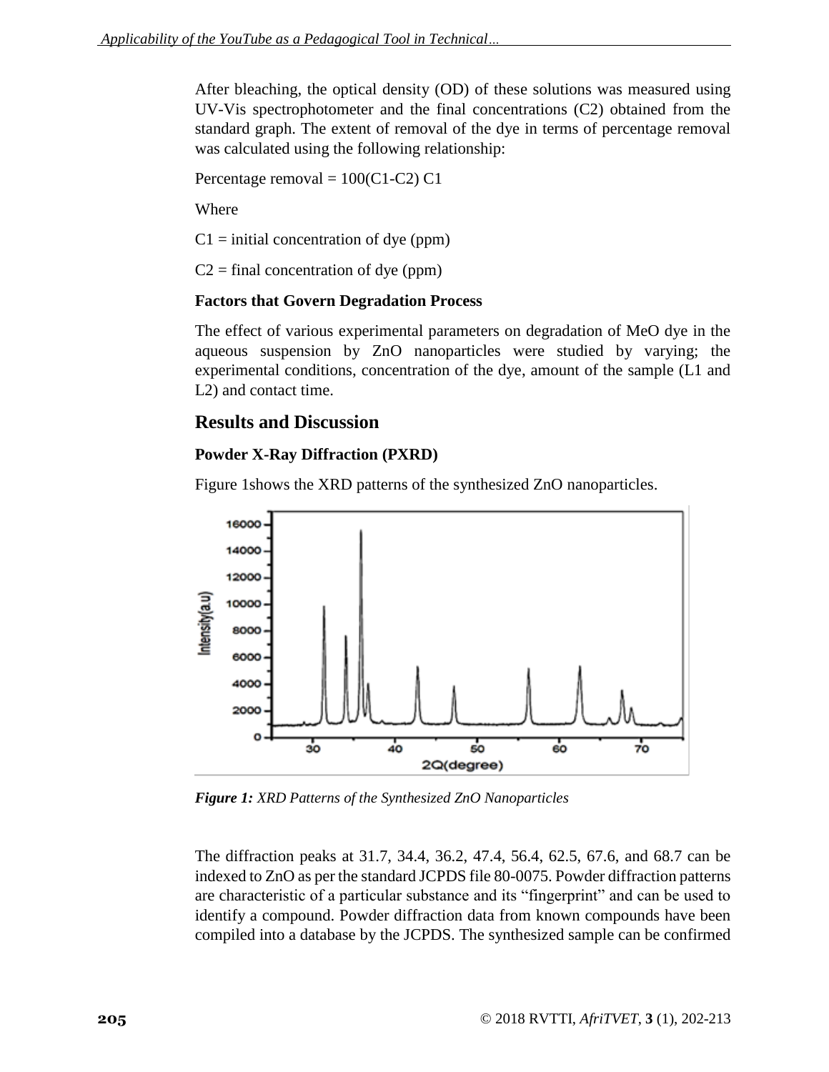After bleaching, the optical density (OD) of these solutions was measured using UV-Vis spectrophotometer and the final concentrations (C2) obtained from the standard graph. The extent of removal of the dye in terms of percentage removal was calculated using the following relationship:

Percentage removal = 100(C1-C2) C1

Where

C1 = initial concentration of dye (ppm)

C2 = final concentration of dye (ppm)

### Factors that Govern Degradation Process

The effect of various experimental parameters on degradation of MeO dye in the aqueous suspension by ZnO nanoparticles were studied by varying; the experimental conditions, concentration of the dye, amount of the sample (L1 and L2) and contact time.

## Results and Discussion

### Powder X-Ray Diffraction (PXRD)

Figure 1shows the XRD patterns of the synthesized ZnO nanoparticles.

***Figure 1:*** *XRD Patterns of the Synthesized ZnO Nanoparticles*

The diffraction peaks at 31.7, 34.4, 36.2, 47.4, 56.4, 62.5, 67.6, and 68.7 can be indexed to ZnO as per the standard JCPDS file 80-0075. Powder diffraction patterns are characteristic of a particular substance and its "fingerprint" and can be used to identify a compound. Powder diffraction data from known compounds have been compiled into a database by the JCPDS. The synthesized sample can be confirmed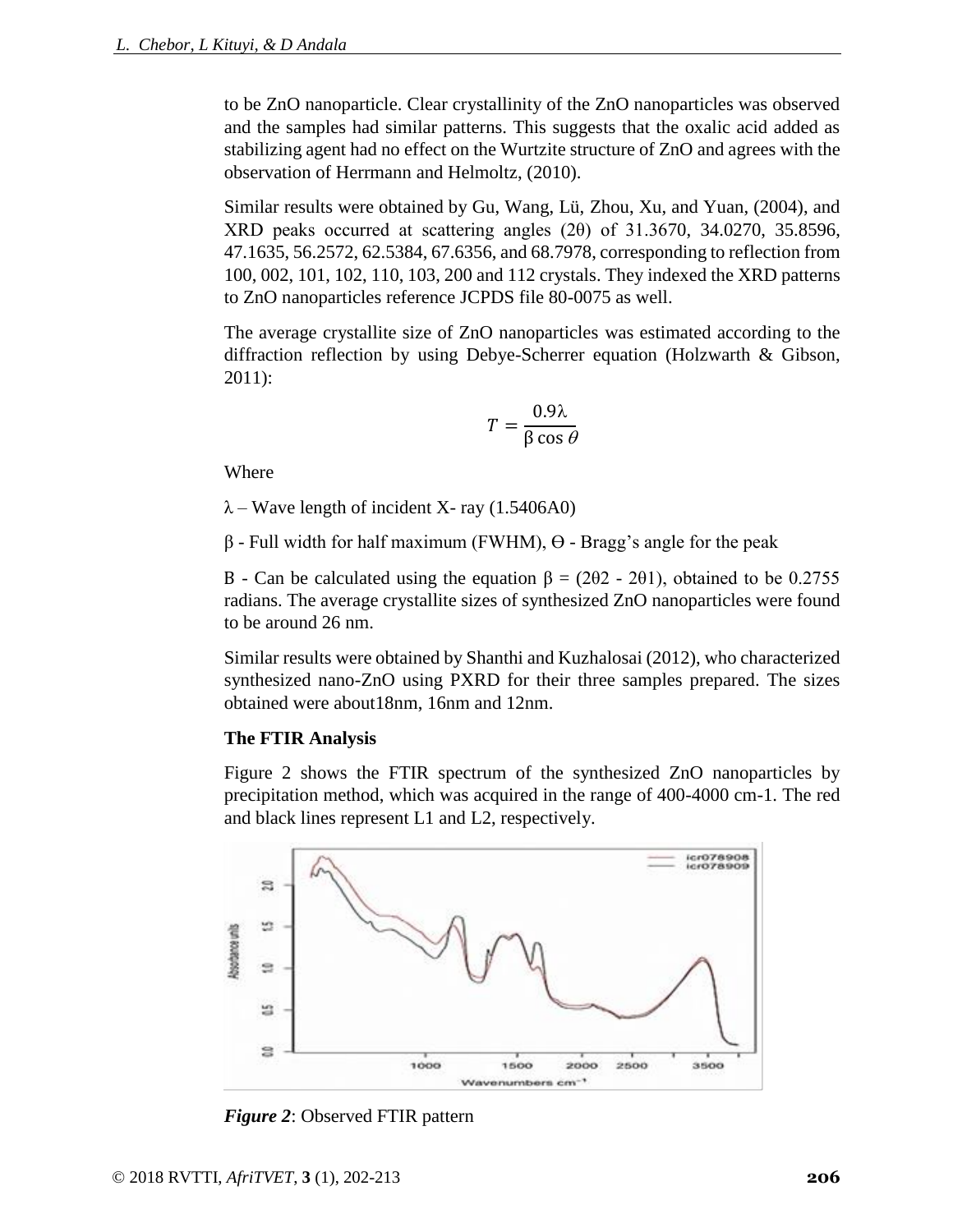to be ZnO nanoparticle. Clear crystallinity of the ZnO nanoparticles was observed and the samples had similar patterns. This suggests that the oxalic acid added as stabilizing agent had no effect on the Wurtzite structure of ZnO and agrees with the observation of Herrmann and Helmoltz, (2010).

Similar results were obtained by Gu, Wang, Lü, Zhou, Xu, and Yuan, (2004), and XRD peaks occurred at scattering angles (2θ) of 31.3670, 34.0270, 35.8596, 47.1635, 56.2572, 62.5384, 67.6356, and 68.7978, corresponding to reflection from 100, 002, 101, 102, 110, 103, 200 and 112 crystals. They indexed the XRD patterns to ZnO nanoparticles reference JCPDS file 80-0075 as well.

The average crystallite size of ZnO nanoparticles was estimated according to the diffraction reflection by using Debye-Scherrer equation (Holzwarth & Gibson, 2011):

$$T = \frac{0.9\lambda}{\beta \cos \theta}$$

Where

$\lambda$ – Wave length of incident X- ray (1.5406A0)

$\beta$ - Full width for half maximum (FWHM), Θ - Bragg's angle for the peak

B - Can be calculated using the equation $\beta = (2\theta_2 - 2\theta_1)$, obtained to be 0.2755 radians. The average crystallite sizes of synthesized ZnO nanoparticles were found to be around 26 nm.

Similar results were obtained by Shanthi and Kuzhalosai (2012), who characterized synthesized nano-ZnO using PXRD for their three samples prepared. The sizes obtained were about18nm, 16nm and 12nm.

**The FTIR Analysis**

Figure 2 shows the FTIR spectrum of the synthesized ZnO nanoparticles by precipitation method, which was acquired in the range of 400-4000 cm-1. The red and black lines represent L1 and L2, respectively.

***Figure 2***: Observed FTIR pattern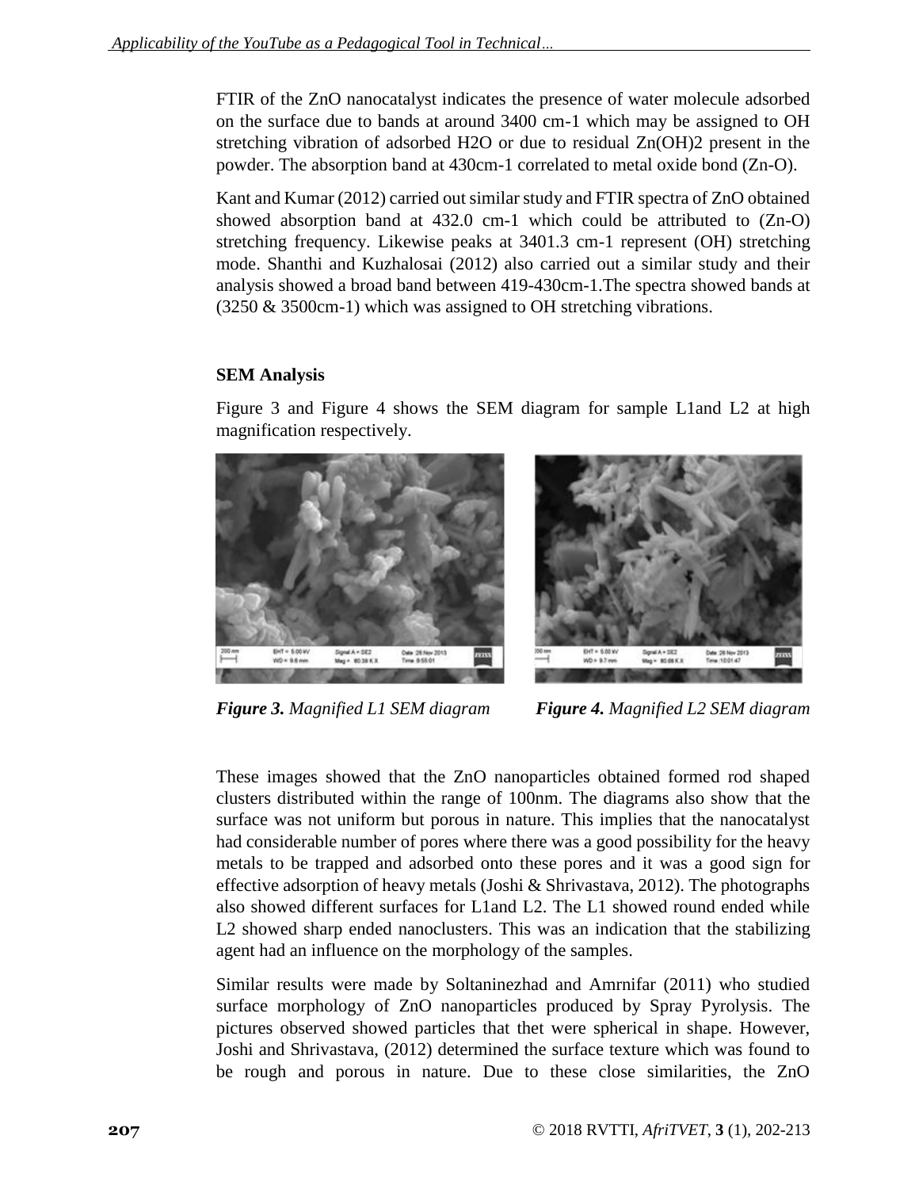FTIR of the ZnO nanocatalyst indicates the presence of water molecule adsorbed on the surface due to bands at around 3400 cm-1 which may be assigned to OH stretching vibration of adsorbed $H_2O$ or due to residual $Zn(OH)_2$ present in the powder. The absorption band at 430cm-1 correlated to metal oxide bond (Zn-O).

Kant and Kumar (2012) carried out similar study and FTIR spectra of ZnO obtained showed absorption band at 432.0 cm-1 which could be attributed to (Zn-O) stretching frequency. Likewise peaks at 3401.3 cm-1 represent (OH) stretching mode. Shanthi and Kuzhalosai (2012) also carried out a similar study and their analysis showed a broad band between 419-430cm-1.The spectra showed bands at (3250 & 3500cm-1) which was assigned to OH stretching vibrations.

## SEM Analysis

Figure 3 and Figure 4 shows the SEM diagram for sample L1and L2 at high magnification respectively.

***Figure 3.*** *Magnified L1 SEM diagram*

***Figure 4.*** *Magnified L2 SEM diagram*

These images showed that the ZnO nanoparticles obtained formed rod shaped clusters distributed within the range of 100nm. The diagrams also show that the surface was not uniform but porous in nature. This implies that the nanocatalyst had considerable number of pores where there was a good possibility for the heavy metals to be trapped and adsorbed onto these pores and it was a good sign for effective adsorption of heavy metals (Joshi & Shrivastava, 2012). The photographs also showed different surfaces for L1and L2. The L1 showed round ended while L2 showed sharp ended nanoclusters. This was an indication that the stabilizing agent had an influence on the morphology of the samples.

Similar results were made by Soltaninezhad and Amrnifar (2011) who studied surface morphology of ZnO nanoparticles produced by Spray Pyrolysis. The pictures observed showed particles that thet were spherical in shape. However, Joshi and Shrivastava, (2012) determined the surface texture which was found to be rough and porous in nature. Due to these close similarities, the ZnO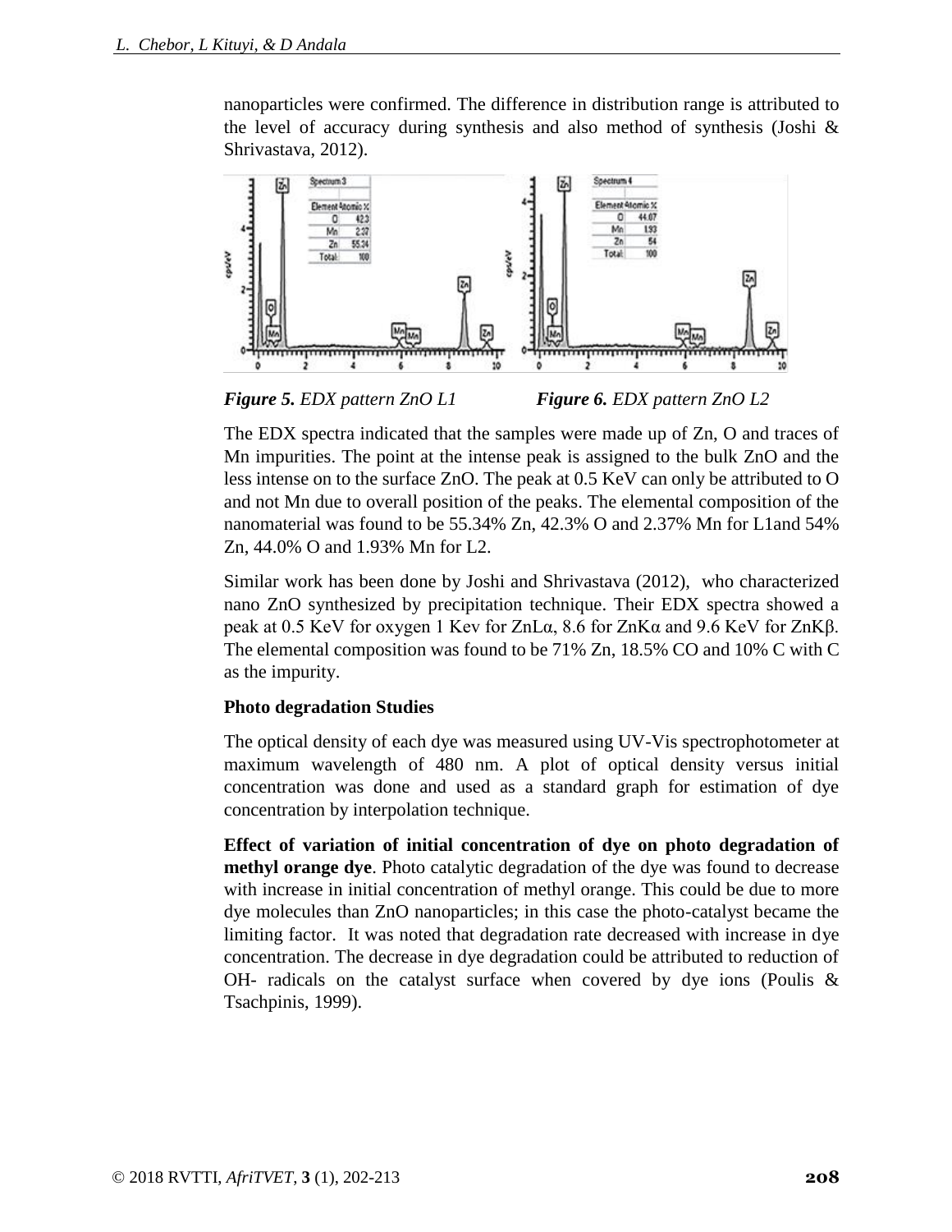nanoparticles were confirmed. The difference in distribution range is attributed to the level of accuracy during synthesis and also method of synthesis (Joshi & Shrivastava, 2012).

***Figure 5.*** *EDX pattern ZnO L1* ***Figure 6.*** *EDX pattern ZnO L2*

The EDX spectra indicated that the samples were made up of Zn, O and traces of Mn impurities. The point at the intense peak is assigned to the bulk ZnO and the less intense on to the surface ZnO. The peak at 0.5 KeV can only be attributed to O and not Mn due to overall position of the peaks. The elemental composition of the nanomaterial was found to be 55.34% Zn, 42.3% O and 2.37% Mn for L1and 54% Zn, 44.0% O and 1.93% Mn for L2.

Similar work has been done by Joshi and Shrivastava (2012), who characterized nano ZnO synthesized by precipitation technique. Their EDX spectra showed a peak at 0.5 KeV for oxygen 1 Kev for ZnLα, 8.6 for ZnKα and 9.6 KeV for ZnKβ. The elemental composition was found to be 71% Zn, 18.5% CO and 10% C with C as the impurity.

**Photo degradation Studies**

The optical density of each dye was measured using UV-Vis spectrophotometer at maximum wavelength of 480 nm. A plot of optical density versus initial concentration was done and used as a standard graph for estimation of dye concentration by interpolation technique.

**Effect of variation of initial concentration of dye on photo degradation of methyl orange dye**. Photo catalytic degradation of the dye was found to decrease with increase in initial concentration of methyl orange. This could be due to more dye molecules than ZnO nanoparticles; in this case the photo-catalyst became the limiting factor. It was noted that degradation rate decreased with increase in dye concentration. The decrease in dye degradation could be attributed to reduction of OH- radicals on the catalyst surface when covered by dye ions (Poulis & Tsachpinis, 1999).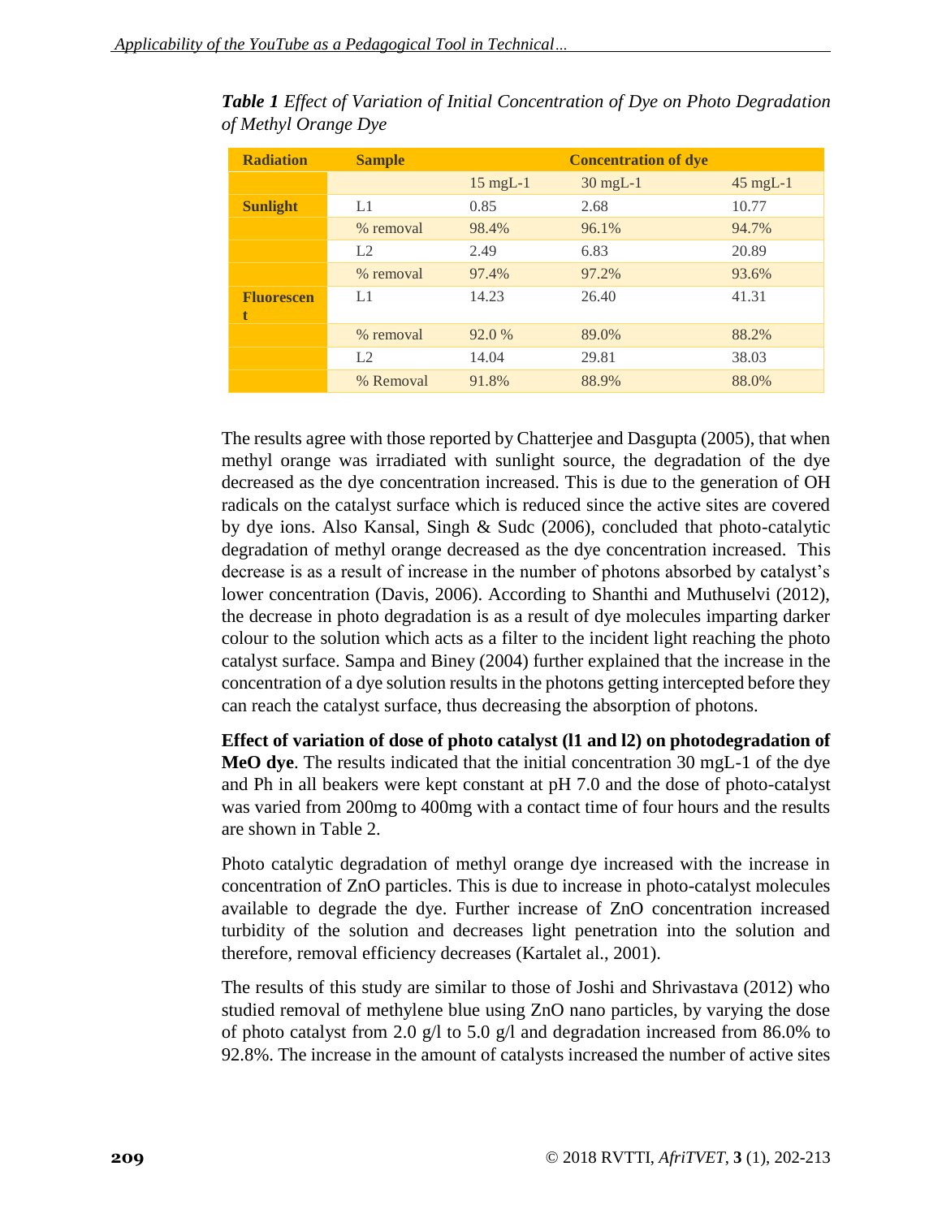*Table 1 Effect of Variation of Initial Concentration of Dye on Photo Degradation of Methyl Orange Dye*

| Radiation | Sample | Concentration of dye | | |
|---|---|---|---|---|
| | | 15 mgL-1 | 30 mgL-1 | 45 mgL-1 |
| Sunlight | L1 | 0.85 | 2.68 | 10.77 |
| | % removal | 98.4% | 96.1% | 94.7% |
| | L2 | 2.49 | 6.83 | 20.89 |
| | % removal | 97.4% | 97.2% | 93.6% |
| Fluorescent | L1 | 14.23 | 26.40 | 41.31 |
| | % removal | 92.0 % | 89.0% | 88.2% |
| | L2 | 14.04 | 29.81 | 38.03 |
| | % Removal | 91.8% | 88.9% | 88.0% |

The results agree with those reported by Chatterjee and Dasgupta (2005), that when methyl orange was irradiated with sunlight source, the degradation of the dye decreased as the dye concentration increased. This is due to the generation of OH radicals on the catalyst surface which is reduced since the active sites are covered by dye ions. Also Kansal, Singh & Sudc (2006), concluded that photo-catalytic degradation of methyl orange decreased as the dye concentration increased. This decrease is as a result of increase in the number of photons absorbed by catalyst's lower concentration (Davis, 2006). According to Shanthi and Muthuselvi (2012), the decrease in photo degradation is as a result of dye molecules imparting darker colour to the solution which acts as a filter to the incident light reaching the photo catalyst surface. Sampa and Biney (2004) further explained that the increase in the concentration of a dye solution results in the photons getting intercepted before they can reach the catalyst surface, thus decreasing the absorption of photons.

**Effect of variation of dose of photo catalyst (l1 and l2) on photodegradation of MeO dye**. The results indicated that the initial concentration 30 mgL-1 of the dye and Ph in all beakers were kept constant at pH 7.0 and the dose of photo-catalyst was varied from 200mg to 400mg with a contact time of four hours and the results are shown in Table 2.

Photo catalytic degradation of methyl orange dye increased with the increase in concentration of ZnO particles. This is due to increase in photo-catalyst molecules available to degrade the dye. Further increase of ZnO concentration increased turbidity of the solution and decreases light penetration into the solution and therefore, removal efficiency decreases (Kartalet al., 2001).

The results of this study are similar to those of Joshi and Shrivastava (2012) who studied removal of methylene blue using ZnO nano particles, by varying the dose of photo catalyst from 2.0 g/l to 5.0 g/l and degradation increased from 86.0% to 92.8%. The increase in the amount of catalysts increased the number of active sites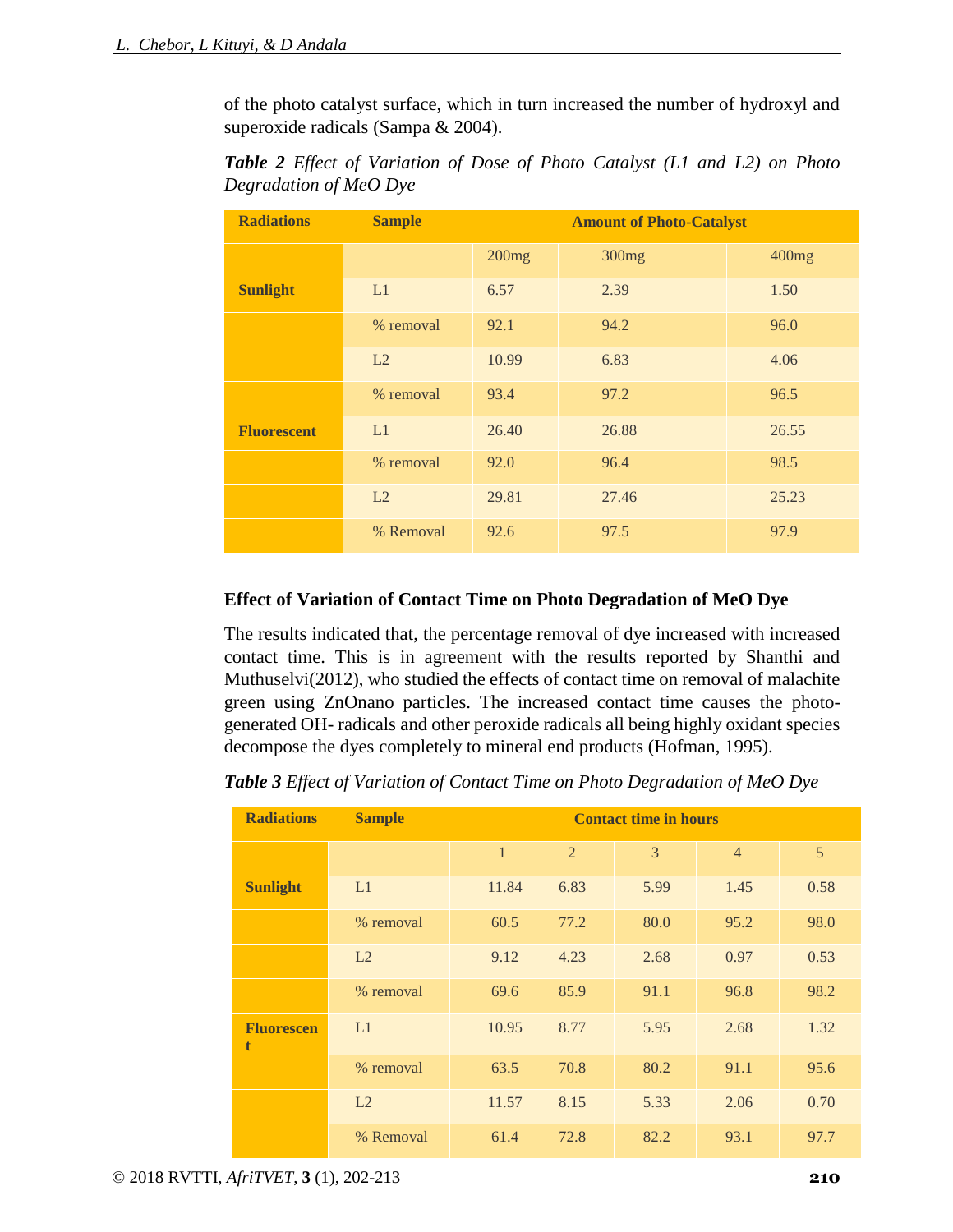of the photo catalyst surface, which in turn increased the number of hydroxyl and superoxide radicals (Sampa & 2004).

***Table 2** Effect of Variation of Dose of Photo Catalyst (L1 and L2) on Photo Degradation of MeO Dye*

| Radiations | Sample | Amount of Photo-Catalyst | | |
|---|---|---|---|---|
| | | 200mg | 300mg | 400mg |
| **Sunlight** | L1 | 6.57 | 2.39 | 1.50 |
| | % removal | 92.1 | 94.2 | 96.0 |
| | L2 | 10.99 | 6.83 | 4.06 |
| | % removal | 93.4 | 97.2 | 96.5 |
| **Fluorescent** | L1 | 26.40 | 26.88 | 26.55 |
| | % removal | 92.0 | 96.4 | 98.5 |
| | L2 | 29.81 | 27.46 | 25.23 |
| | % Removal | 92.6 | 97.5 | 97.9 |

**Effect of Variation of Contact Time on Photo Degradation of MeO Dye**

The results indicated that, the percentage removal of dye increased with increased contact time. This is in agreement with the results reported by Shanthi and Muthuselvi(2012), who studied the effects of contact time on removal of malachite green using ZnOnano particles. The increased contact time causes the photo-generated OH- radicals and other peroxide radicals all being highly oxidant species decompose the dyes completely to mineral end products (Hofman, 1995).

***Table 3** Effect of Variation of Contact Time on Photo Degradation of MeO Dye*

| Radiations | Sample | Contact time in hours | | | | |
|---|---|---|---|---|---|---|
| | | 1 | 2 | 3 | 4 | 5 |
| **Sunlight** | L1 | 11.84 | 6.83 | 5.99 | 1.45 | 0.58 |
| | % removal | 60.5 | 77.2 | 80.0 | 95.2 | 98.0 |
| | L2 | 9.12 | 4.23 | 2.68 | 0.97 | 0.53 |
| | % removal | 69.6 | 85.9 | 91.1 | 96.8 | 98.2 |
| **Fluorescent** | L1 | 10.95 | 8.77 | 5.95 | 2.68 | 1.32 |
| | % removal | 63.5 | 70.8 | 80.2 | 91.1 | 95.6 |
| | L2 | 11.57 | 8.15 | 5.33 | 2.06 | 0.70 |
| | % Removal | 61.4 | 72.8 | 82.2 | 93.1 | 97.7 |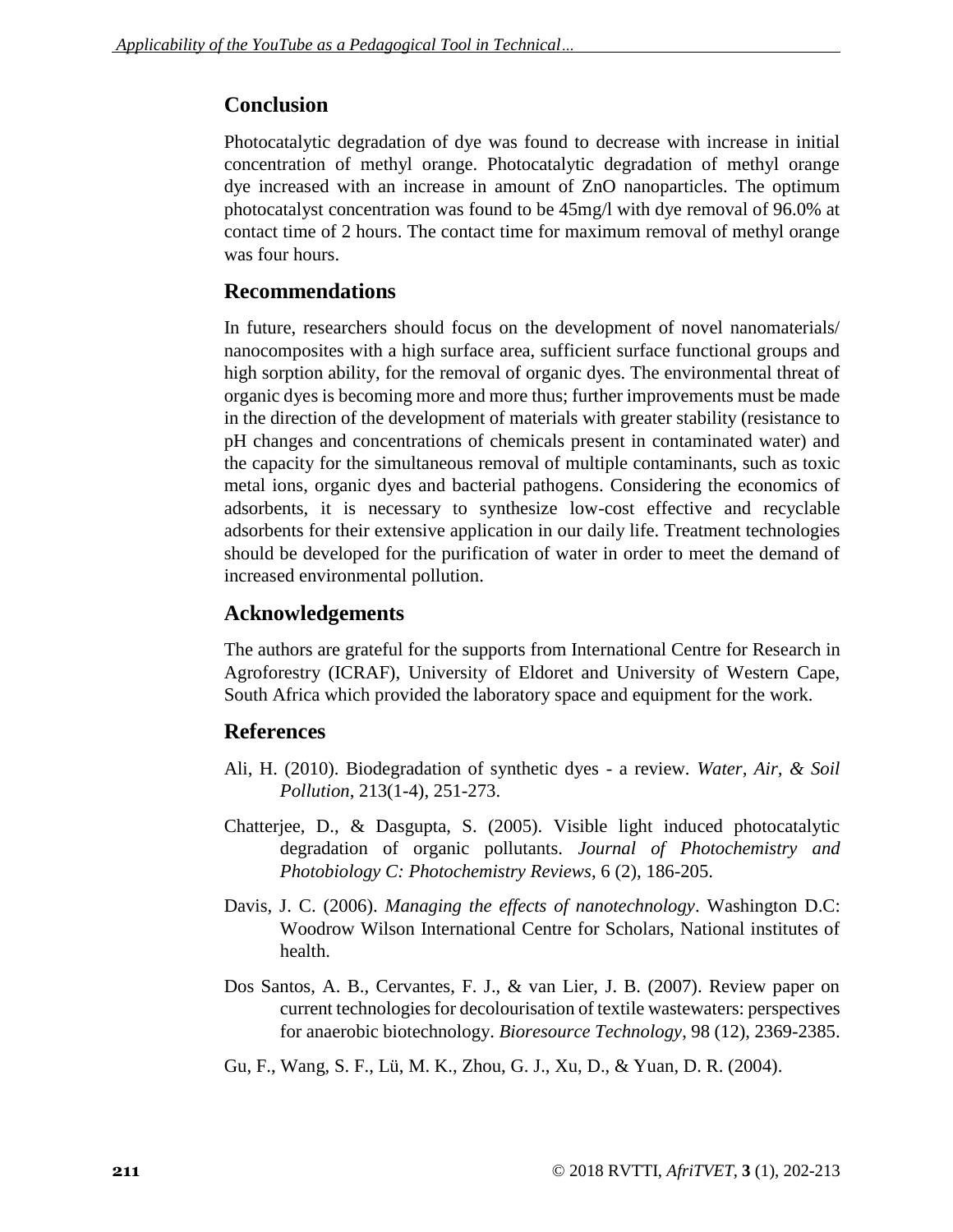## Conclusion

Photocatalytic degradation of dye was found to decrease with increase in initial concentration of methyl orange. Photocatalytic degradation of methyl orange dye increased with an increase in amount of ZnO nanoparticles. The optimum photocatalyst concentration was found to be 45mg/l with dye removal of 96.0% at contact time of 2 hours. The contact time for maximum removal of methyl orange was four hours.

## Recommendations

In future, researchers should focus on the development of novel nanomaterials/ nanocomposites with a high surface area, sufficient surface functional groups and high sorption ability, for the removal of organic dyes. The environmental threat of organic dyes is becoming more and more thus; further improvements must be made in the direction of the development of materials with greater stability (resistance to pH changes and concentrations of chemicals present in contaminated water) and the capacity for the simultaneous removal of multiple contaminants, such as toxic metal ions, organic dyes and bacterial pathogens. Considering the economics of adsorbents, it is necessary to synthesize low-cost effective and recyclable adsorbents for their extensive application in our daily life. Treatment technologies should be developed for the purification of water in order to meet the demand of increased environmental pollution.

## Acknowledgements

The authors are grateful for the supports from International Centre for Research in Agroforestry (ICRAF), University of Eldoret and University of Western Cape, South Africa which provided the laboratory space and equipment for the work.

## References

Ali, H. (2010). Biodegradation of synthetic dyes - a review. *Water, Air, & Soil Pollution*, 213(1-4), 251-273.

Chatterjee, D., & Dasgupta, S. (2005). Visible light induced photocatalytic degradation of organic pollutants. *Journal of Photochemistry and Photobiology C: Photochemistry Reviews*, 6 (2), 186-205.

Davis, J. C. (2006). *Managing the effects of nanotechnology*. Washington D.C: Woodrow Wilson International Centre for Scholars, National institutes of health.

Dos Santos, A. B., Cervantes, F. J., & van Lier, J. B. (2007). Review paper on current technologies for decolourisation of textile wastewaters: perspectives for anaerobic biotechnology. *Bioresource Technology*, 98 (12), 2369-2385.

Gu, F., Wang, S. F., Lü, M. K., Zhou, G. J., Xu, D., & Yuan, D. R. (2004).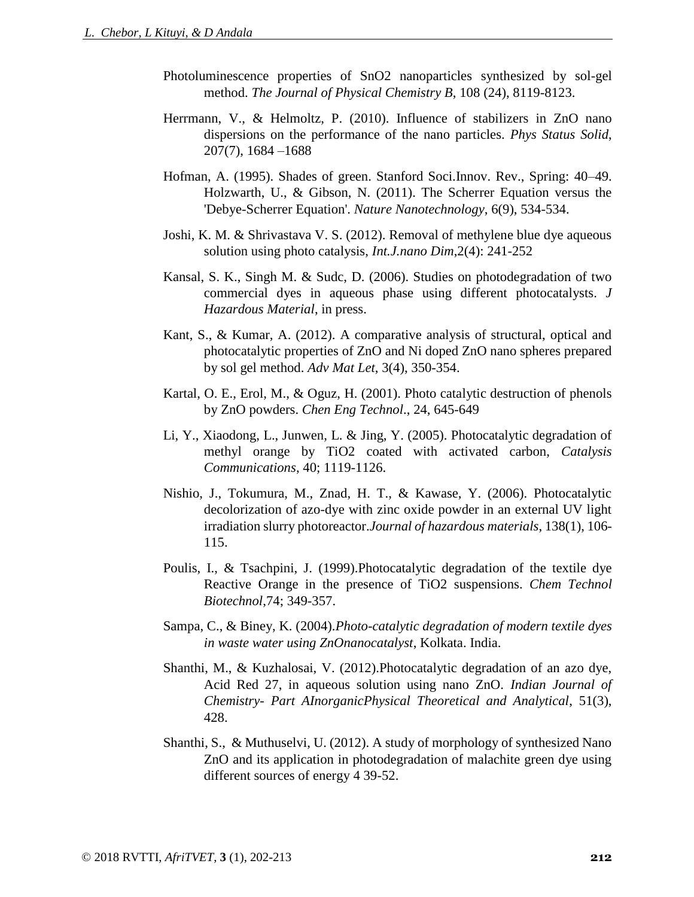Photoluminescence properties of $SnO_2$ nanoparticles synthesized by sol-gel method. *The Journal of Physical Chemistry B*, 108 (24), 8119-8123.

Herrmann, V., & Helmoltz, P. (2010). Influence of stabilizers in ZnO nano dispersions on the performance of the nano particles. *Phys Status Solid*, 207(7), 1684 –1688

Hofman, A. (1995). Shades of green. Stanford Soci.Innov. Rev., Spring: 40–49. Holzwarth, U., & Gibson, N. (2011). The Scherrer Equation versus the 'Debye-Scherrer Equation'. *Nature Nanotechnology*, 6(9), 534-534.

Joshi, K. M. & Shrivastava V. S. (2012). Removal of methylene blue dye aqueous solution using photo catalysis, *Int.J.nano Dim*,2(4): 241-252

Kansal, S. K., Singh M. & Sudc, D. (2006). Studies on photodegradation of two commercial dyes in aqueous phase using different photocatalysts. *J Hazardous Material*, in press.

Kant, S., & Kumar, A. (2012). A comparative analysis of structural, optical and photocatalytic properties of ZnO and Ni doped ZnO nano spheres prepared by sol gel method. *Adv Mat Let*, 3(4), 350-354.

Kartal, O. E., Erol, M., & Oguz, H. (2001). Photo catalytic destruction of phenols by ZnO powders. *Chen Eng Technol*., 24, 645-649

Li, Y., Xiaodong, L., Junwen, L. & Jing, Y. (2005). Photocatalytic degradation of methyl orange by $TiO_2$ coated with activated carbon, *Catalysis Communications*, 40; 1119-1126.

Nishio, J., Tokumura, M., Znad, H. T., & Kawase, Y. (2006). Photocatalytic decolorization of azo-dye with zinc oxide powder in an external UV light irradiation slurry photoreactor.*Journal of hazardous materials*, 138(1), 106-115.

Poulis, I., & Tsachpini, J. (1999).Photocatalytic degradation of the textile dye Reactive Orange in the presence of $TiO_2$ suspensions. *Chem Technol Biotechnol*,74; 349-357.

Sampa, C., & Biney, K. (2004).*Photo-catalytic degradation of modern textile dyes in waste water using ZnOnanocatalyst*, Kolkata. India.

Shanthi, M., & Kuzhalosai, V. (2012).Photocatalytic degradation of an azo dye, Acid Red 27, in aqueous solution using nano ZnO. *Indian Journal of Chemistry- Part AInorganicPhysical Theoretical and Analytical*, 51(3), 428.

Shanthi, S., & Muthuselvi, U. (2012). A study of morphology of synthesized Nano ZnO and its application in photodegradation of malachite green dye using different sources of energy 4 39-52.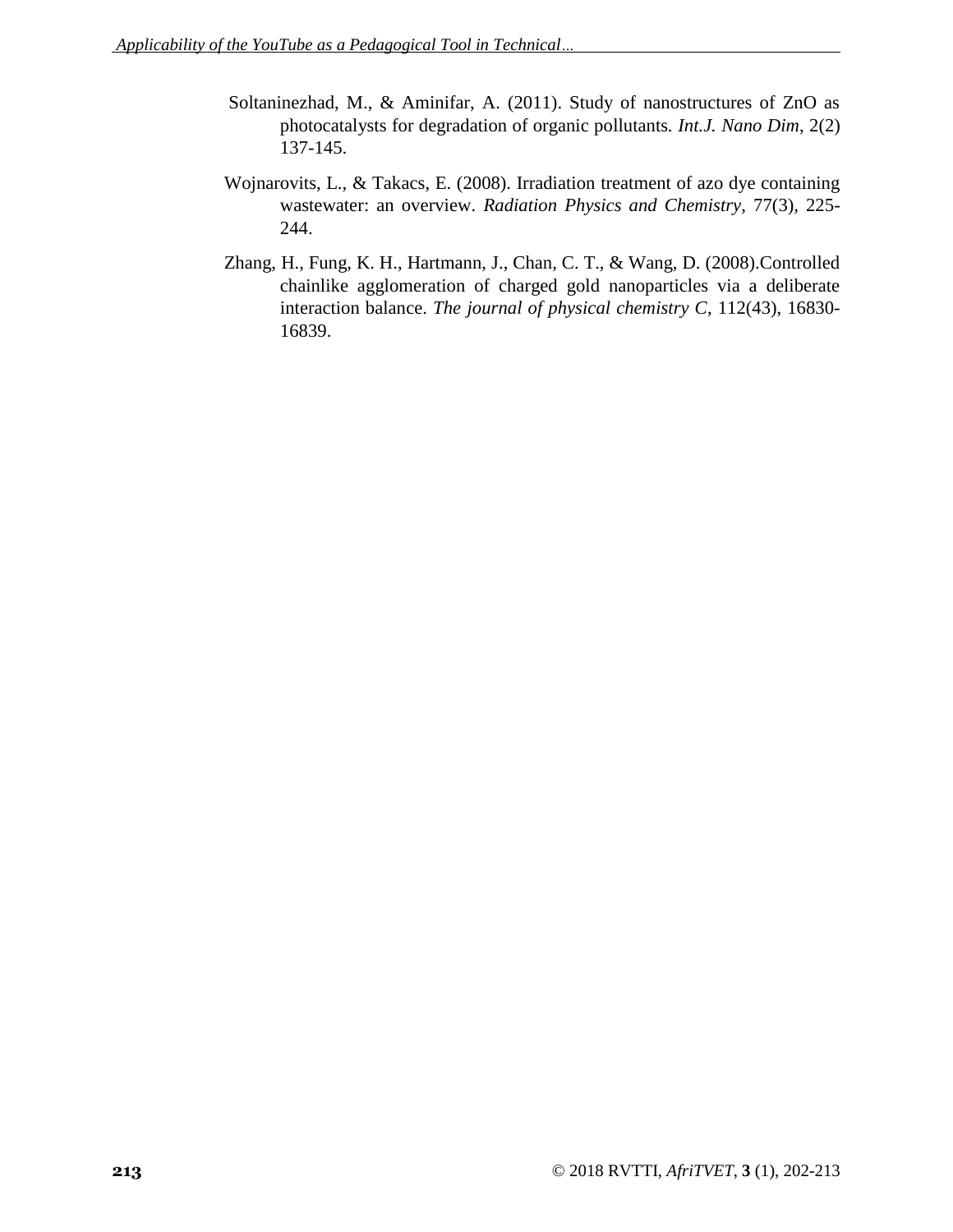Soltaninezhad, M., & Aminifar, A. (2011). Study of nanostructures of ZnO as photocatalysts for degradation of organic pollutants. *Int.J. Nano Dim*, 2(2) 137-145.

Wojnarovits, L., & Takacs, E. (2008). Irradiation treatment of azo dye containing wastewater: an overview. *Radiation Physics and Chemistry*, 77(3), 225-244.

Zhang, H., Fung, K. H., Hartmann, J., Chan, C. T., & Wang, D. (2008).Controlled chainlike agglomeration of charged gold nanoparticles via a deliberate interaction balance. *The journal of physical chemistry C*, 112(43), 16830-16839.